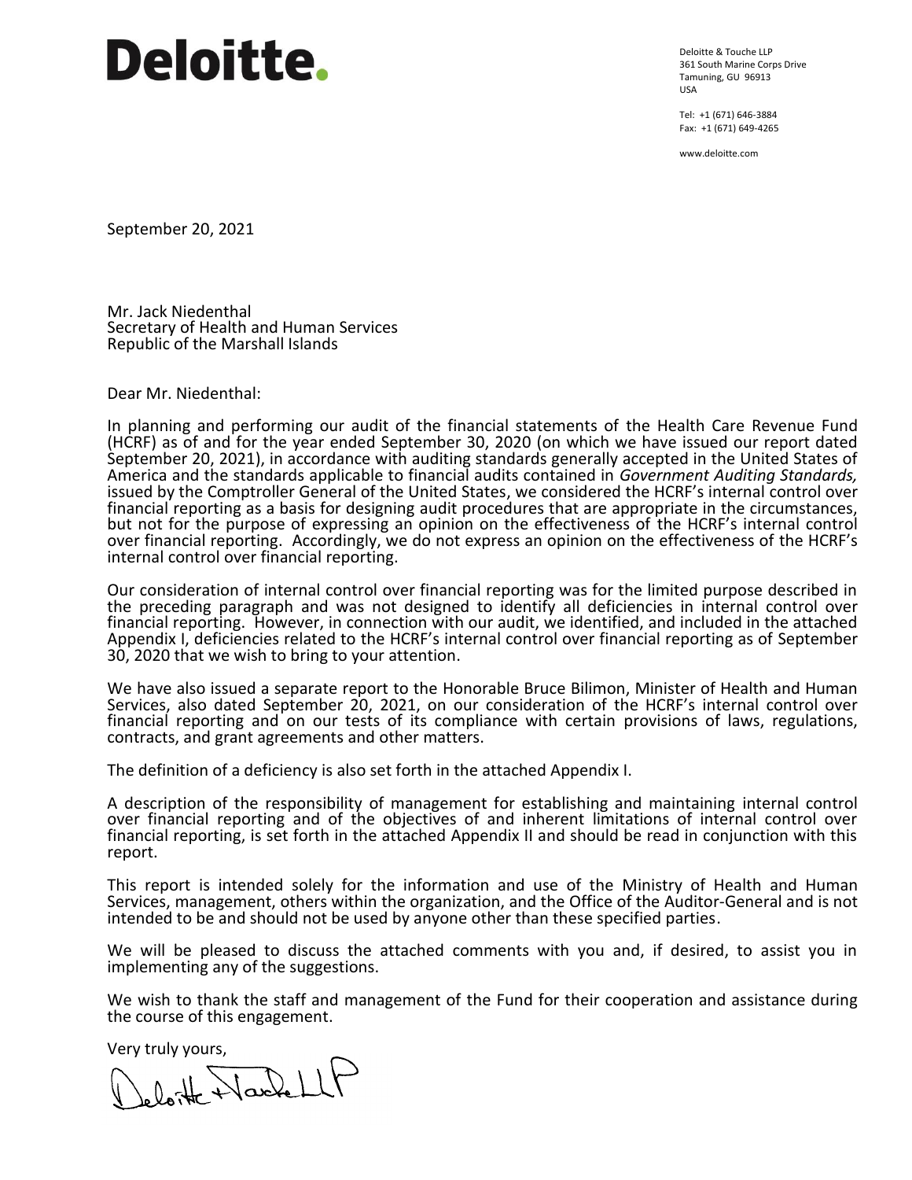# Deloitte.

Deloitte & Touche LLP
361 South Marine Corps Drive
Tamuning, GU 96913
USA

Tel: +1 (671) 646-3884
Fax: +1 (671) 649-4265

www.deloitte.com

September 20, 2021

Mr. Jack Niedenthal
Secretary of Health and Human Services
Republic of the Marshall Islands

Dear Mr. Niedenthal:

In planning and performing our audit of the financial statements of the Health Care Revenue Fund (HCRF) as of and for the year ended September 30, 2020 (on which we have issued our report dated September 20, 2021), in accordance with auditing standards generally accepted in the United States of America and the standards applicable to financial audits contained in *Government Auditing Standards,* issued by the Comptroller General of the United States, we considered the HCRF's internal control over financial reporting as a basis for designing audit procedures that are appropriate in the circumstances, but not for the purpose of expressing an opinion on the effectiveness of the HCRF's internal control over financial reporting. Accordingly, we do not express an opinion on the effectiveness of the HCRF's internal control over financial reporting.

Our consideration of internal control over financial reporting was for the limited purpose described in the preceding paragraph and was not designed to identify all deficiencies in internal control over financial reporting. However, in connection with our audit, we identified, and included in the attached Appendix I, deficiencies related to the HCRF's internal control over financial reporting as of September 30, 2020 that we wish to bring to your attention.

We have also issued a separate report to the Honorable Bruce Bilimon, Minister of Health and Human Services, also dated September 20, 2021, on our consideration of the HCRF's internal control over financial reporting and on our tests of its compliance with certain provisions of laws, regulations, contracts, and grant agreements and other matters.

The definition of a deficiency is also set forth in the attached Appendix I.

A description of the responsibility of management for establishing and maintaining internal control over financial reporting and of the objectives of and inherent limitations of internal control over financial reporting, is set forth in the attached Appendix II and should be read in conjunction with this report.

This report is intended solely for the information and use of the Ministry of Health and Human Services, management, others within the organization, and the Office of the Auditor-General and is not intended to be and should not be used by anyone other than these specified parties.

We will be pleased to discuss the attached comments with you and, if desired, to assist you in implementing any of the suggestions.

We wish to thank the staff and management of the Fund for their cooperation and assistance during the course of this engagement.

Very truly yours,

Deloitte & Touche LLP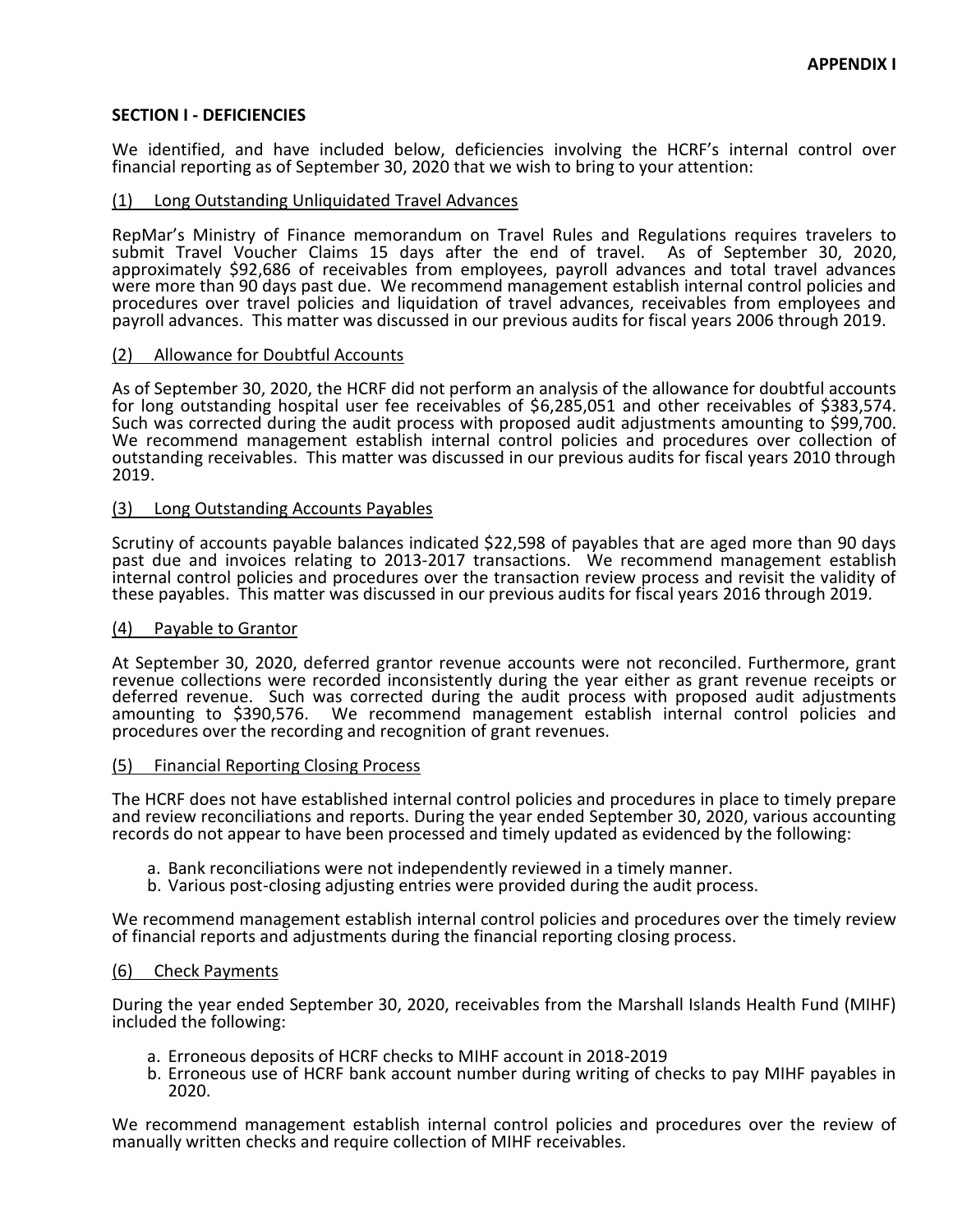**APPENDIX I**

## SECTION I - DEFICIENCIES

We identified, and have included below, deficiencies involving the HCRF's internal control over financial reporting as of September 30, 2020 that we wish to bring to your attention:

### (1) Long Outstanding Unliquidated Travel Advances

RepMar's Ministry of Finance memorandum on Travel Rules and Regulations requires travelers to submit Travel Voucher Claims 15 days after the end of travel. As of September 30, 2020, approximately $92,686 of receivables from employees, payroll advances and total travel advances were more than 90 days past due. We recommend management establish internal control policies and procedures over travel policies and liquidation of travel advances, receivables from employees and payroll advances. This matter was discussed in our previous audits for fiscal years 2006 through 2019.

### (2) Allowance for Doubtful Accounts

As of September 30, 2020, the HCRF did not perform an analysis of the allowance for doubtful accounts for long outstanding hospital user fee receivables of $6,285,051 and other receivables of $383,574. Such was corrected during the audit process with proposed audit adjustments amounting to $99,700. We recommend management establish internal control policies and procedures over collection of outstanding receivables. This matter was discussed in our previous audits for fiscal years 2010 through 2019.

### (3) Long Outstanding Accounts Payables

Scrutiny of accounts payable balances indicated $22,598 of payables that are aged more than 90 days past due and invoices relating to 2013-2017 transactions. We recommend management establish internal control policies and procedures over the transaction review process and revisit the validity of these payables. This matter was discussed in our previous audits for fiscal years 2016 through 2019.

### (4) Payable to Grantor

At September 30, 2020, deferred grantor revenue accounts were not reconciled. Furthermore, grant revenue collections were recorded inconsistently during the year either as grant revenue receipts or deferred revenue. Such was corrected during the audit process with proposed audit adjustments amounting to $390,576. We recommend management establish internal control policies and procedures over the recording and recognition of grant revenues.

### (5) Financial Reporting Closing Process

The HCRF does not have established internal control policies and procedures in place to timely prepare and review reconciliations and reports. During the year ended September 30, 2020, various accounting records do not appear to have been processed and timely updated as evidenced by the following:

a. Bank reconciliations were not independently reviewed in a timely manner.
b. Various post-closing adjusting entries were provided during the audit process.

We recommend management establish internal control policies and procedures over the timely review of financial reports and adjustments during the financial reporting closing process.

### (6) Check Payments

During the year ended September 30, 2020, receivables from the Marshall Islands Health Fund (MIHF) included the following:

a. Erroneous deposits of HCRF checks to MIHF account in 2018-2019
b. Erroneous use of HCRF bank account number during writing of checks to pay MIHF payables in 2020.

We recommend management establish internal control policies and procedures over the review of manually written checks and require collection of MIHF receivables.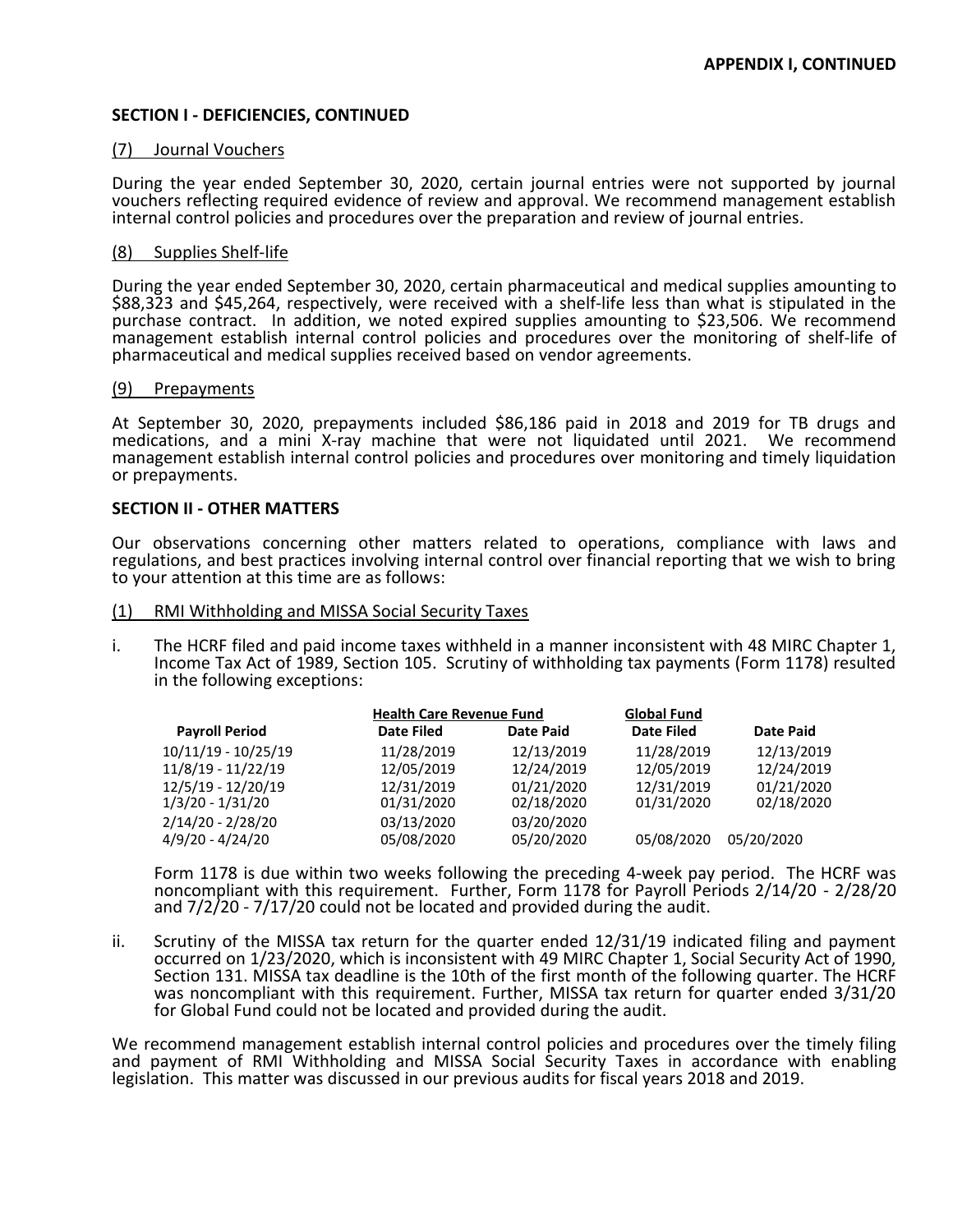**APPENDIX I, CONTINUED**

**SECTION I - DEFICIENCIES, CONTINUED**

(7) Journal Vouchers

During the year ended September 30, 2020, certain journal entries were not supported by journal vouchers reflecting required evidence of review and approval. We recommend management establish internal control policies and procedures over the preparation and review of journal entries.

(8) Supplies Shelf-life

During the year ended September 30, 2020, certain pharmaceutical and medical supplies amounting to $88,323 and $45,264, respectively, were received with a shelf-life less than what is stipulated in the purchase contract. In addition, we noted expired supplies amounting to $23,506. We recommend management establish internal control policies and procedures over the monitoring of shelf-life of pharmaceutical and medical supplies received based on vendor agreements.

(9) Prepayments

At September 30, 2020, prepayments included $86,186 paid in 2018 and 2019 for TB drugs and medications, and a mini X-ray machine that were not liquidated until 2021. We recommend management establish internal control policies and procedures over monitoring and timely liquidation or prepayments.

**SECTION II - OTHER MATTERS**

Our observations concerning other matters related to operations, compliance with laws and regulations, and best practices involving internal control over financial reporting that we wish to bring to your attention at this time are as follows:

(1) RMI Withholding and MISSA Social Security Taxes

i. The HCRF filed and paid income taxes withheld in a manner inconsistent with 48 MIRC Chapter 1, Income Tax Act of 1989, Section 105. Scrutiny of withholding tax payments (Form 1178) resulted in the following exceptions:

| | Health Care Revenue Fund | | Global Fund | |
|---|---|---|---|---|
| **Payroll Period** | **Date Filed** | **Date Paid** | **Date Filed** | **Date Paid** |
| 10/11/19 - 10/25/19 | 11/28/2019 | 12/13/2019 | 11/28/2019 | 12/13/2019 |
| 11/8/19 - 11/22/19 | 12/05/2019 | 12/24/2019 | 12/05/2019 | 12/24/2019 |
| 12/5/19 - 12/20/19 | 12/31/2019 | 01/21/2020 | 12/31/2019 | 01/21/2020 |
| 1/3/20 - 1/31/20 | 01/31/2020 | 02/18/2020 | 01/31/2020 | 02/18/2020 |
| 2/14/20 - 2/28/20 | 03/13/2020 | 03/20/2020 | | |
| 4/9/20 - 4/24/20 | 05/08/2020 | 05/20/2020 | 05/08/2020 | 05/20/2020 |

Form 1178 is due within two weeks following the preceding 4-week pay period. The HCRF was noncompliant with this requirement. Further, Form 1178 for Payroll Periods 2/14/20 - 2/28/20 and 7/2/20 - 7/17/20 could not be located and provided during the audit.

ii. Scrutiny of the MISSA tax return for the quarter ended 12/31/19 indicated filing and payment occurred on 1/23/2020, which is inconsistent with 49 MIRC Chapter 1, Social Security Act of 1990, Section 131. MISSA tax deadline is the 10th of the first month of the following quarter. The HCRF was noncompliant with this requirement. Further, MISSA tax return for quarter ended 3/31/20 for Global Fund could not be located and provided during the audit.

We recommend management establish internal control policies and procedures over the timely filing and payment of RMI Withholding and MISSA Social Security Taxes in accordance with enabling legislation. This matter was discussed in our previous audits for fiscal years 2018 and 2019.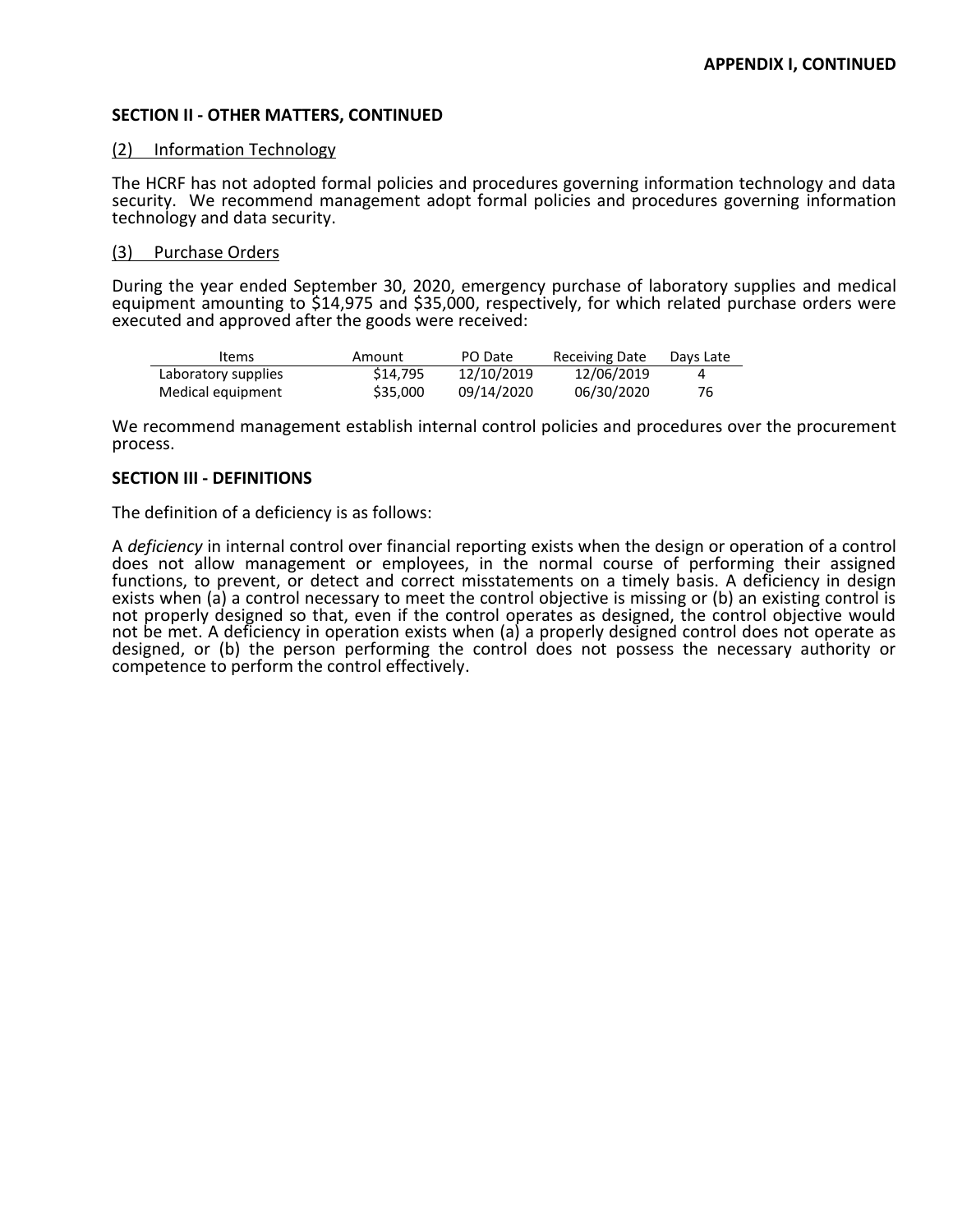**APPENDIX I, CONTINUED**

**SECTION II - OTHER MATTERS, CONTINUED**

(2) Information Technology

The HCRF has not adopted formal policies and procedures governing information technology and data security. We recommend management adopt formal policies and procedures governing information technology and data security.

(3) Purchase Orders

During the year ended September 30, 2020, emergency purchase of laboratory supplies and medical equipment amounting to $14,975 and $35,000, respectively, for which related purchase orders were executed and approved after the goods were received:

| Items | Amount | PO Date | Receiving Date | Days Late |
|---|---|---|---|---|
| Laboratory supplies | $14,795 | 12/10/2019 | 12/06/2019 | 4 |
| Medical equipment | $35,000 | 09/14/2020 | 06/30/2020 | 76 |

We recommend management establish internal control policies and procedures over the procurement process.

**SECTION III - DEFINITIONS**

The definition of a deficiency is as follows:

A *deficiency* in internal control over financial reporting exists when the design or operation of a control does not allow management or employees, in the normal course of performing their assigned functions, to prevent, or detect and correct misstatements on a timely basis. A deficiency in design exists when (a) a control necessary to meet the control objective is missing or (b) an existing control is not properly designed so that, even if the control operates as designed, the control objective would not be met. A deficiency in operation exists when (a) a properly designed control does not operate as designed, or (b) the person performing the control does not possess the necessary authority or competence to perform the control effectively.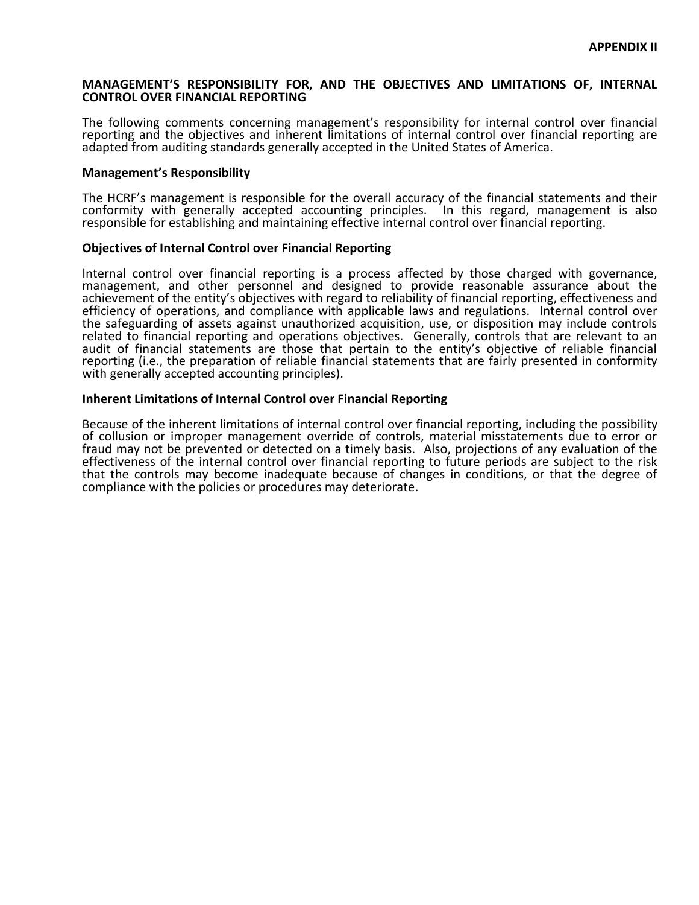**APPENDIX II**

## MANAGEMENT'S RESPONSIBILITY FOR, AND THE OBJECTIVES AND LIMITATIONS OF, INTERNAL CONTROL OVER FINANCIAL REPORTING

The following comments concerning management's responsibility for internal control over financial reporting and the objectives and inherent limitations of internal control over financial reporting are adapted from auditing standards generally accepted in the United States of America.

### Management's Responsibility

The HCRF's management is responsible for the overall accuracy of the financial statements and their conformity with generally accepted accounting principles. In this regard, management is also responsible for establishing and maintaining effective internal control over financial reporting.

### Objectives of Internal Control over Financial Reporting

Internal control over financial reporting is a process affected by those charged with governance, management, and other personnel and designed to provide reasonable assurance about the achievement of the entity's objectives with regard to reliability of financial reporting, effectiveness and efficiency of operations, and compliance with applicable laws and regulations. Internal control over the safeguarding of assets against unauthorized acquisition, use, or disposition may include controls related to financial reporting and operations objectives. Generally, controls that are relevant to an audit of financial statements are those that pertain to the entity's objective of reliable financial reporting (i.e., the preparation of reliable financial statements that are fairly presented in conformity with generally accepted accounting principles).

### Inherent Limitations of Internal Control over Financial Reporting

Because of the inherent limitations of internal control over financial reporting, including the possibility of collusion or improper management override of controls, material misstatements due to error or fraud may not be prevented or detected on a timely basis. Also, projections of any evaluation of the effectiveness of the internal control over financial reporting to future periods are subject to the risk that the controls may become inadequate because of changes in conditions, or that the degree of compliance with the policies or procedures may deteriorate.